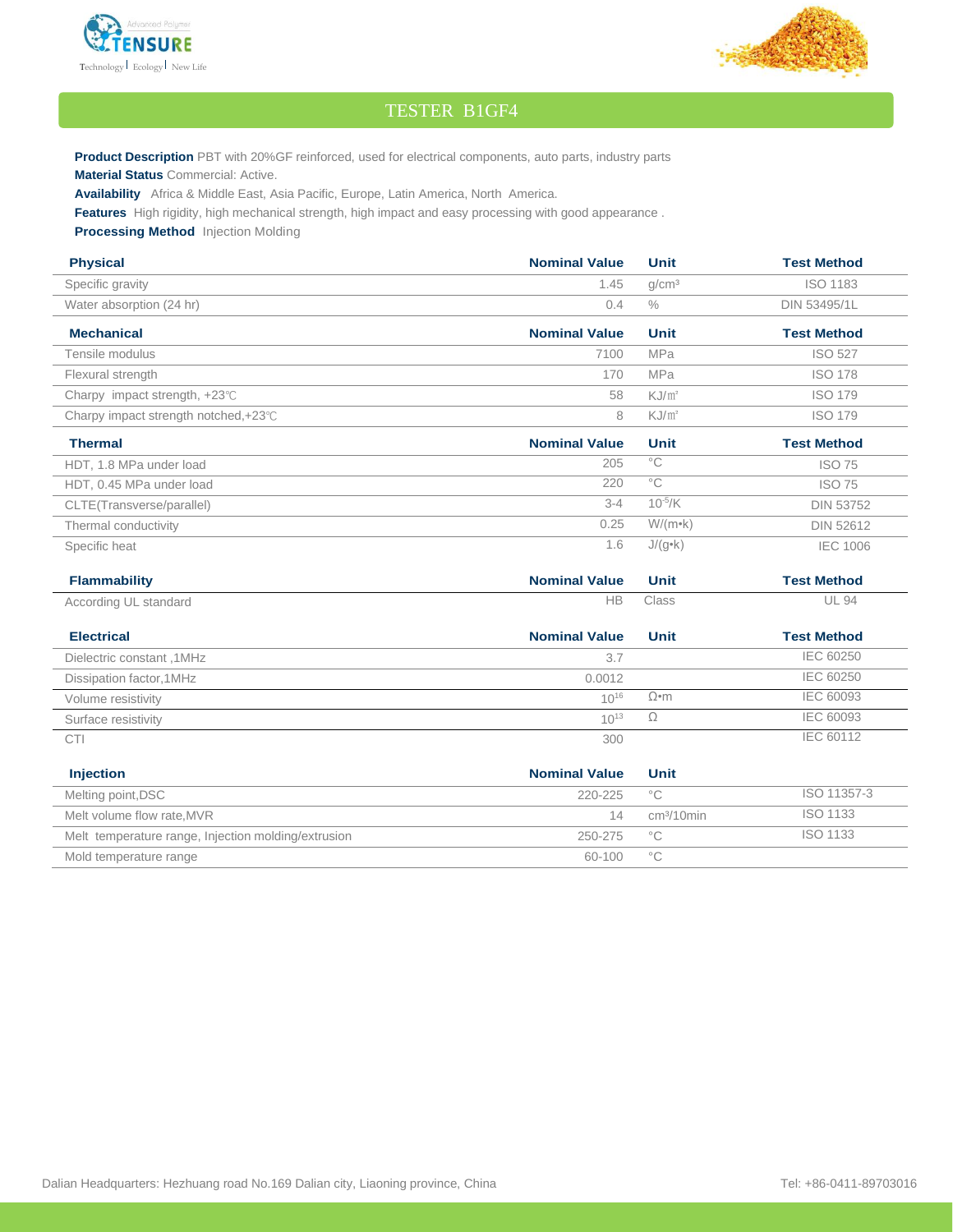# TESTER B1GF4

**Product Description** PBT with 20%GF reinforced, used for electrical components, auto parts, industry parts

**Material Status** Commercial: Active.

**Availability** Africa & Middle East, Asia Pacific, Europe, Latin America, North America.

**Features** High rigidity, high mechanical strength, high impact and easy processing with good appearance .

**Processing Method** Injection Molding

| Physical | Nominal Value | Unit | Test Method |
|---|---|---|---|
| Specific gravity | 1.45 | g/cm³ | ISO 1183 |
| Water absorption (24 hr) | 0.4 | % | DIN 53495/1L |

| Mechanical | Nominal Value | Unit | Test Method |
|---|---|---|---|
| Tensile modulus | 7100 | MPa | ISO 527 |
| Flexural strength | 170 | MPa | ISO 178 |
| Charpy impact strength, +23℃ | 58 | KJ/㎡ | ISO 179 |
| Charpy impact strength notched,+23℃ | 8 | KJ/㎡ | ISO 179 |

| Thermal | Nominal Value | Unit | Test Method |
|---|---|---|---|
| HDT, 1.8 MPa under load | 205 | °C | ISO 75 |
| HDT, 0.45 MPa under load | 220 | °C | ISO 75 |
| CLTE(Transverse/parallel) | 3-4 | $10^{-5}$/K | DIN 53752 |
| Thermal conductivity | 0.25 | W/(m•k) | DIN 52612 |
| Specific heat | 1.6 | J/(g•k) | IEC 1006 |

| Flammability | Nominal Value | Unit | Test Method |
|---|---|---|---|
| According UL standard | HB | Class | UL 94 |

| Electrical | Nominal Value | Unit | Test Method |
|---|---|---|---|
| Dielectric constant ,1MHz | 3.7 | | IEC 60250 |
| Dissipation factor,1MHz | 0.0012 | | IEC 60250 |
| Volume resistivity | $10^{16}$ | Ω•m | IEC 60093 |
| Surface resistivity | $10^{13}$ | Ω | IEC 60093 |
| CTI | 300 | | IEC 60112 |

| Injection | Nominal Value | Unit | |
|---|---|---|---|
| Melting point,DSC | 220-225 | °C | ISO 11357-3 |
| Melt volume flow rate,MVR | 14 | cm³/10min | ISO 1133 |
| Melt temperature range, Injection molding/extrusion | 250-275 | °C | ISO 1133 |
| Mold temperature range | 60-100 | °C | |

Dalian Headquarters: Hezhuang road No.169 Dalian city, Liaoning province, China

Tel: +86-0411-89703016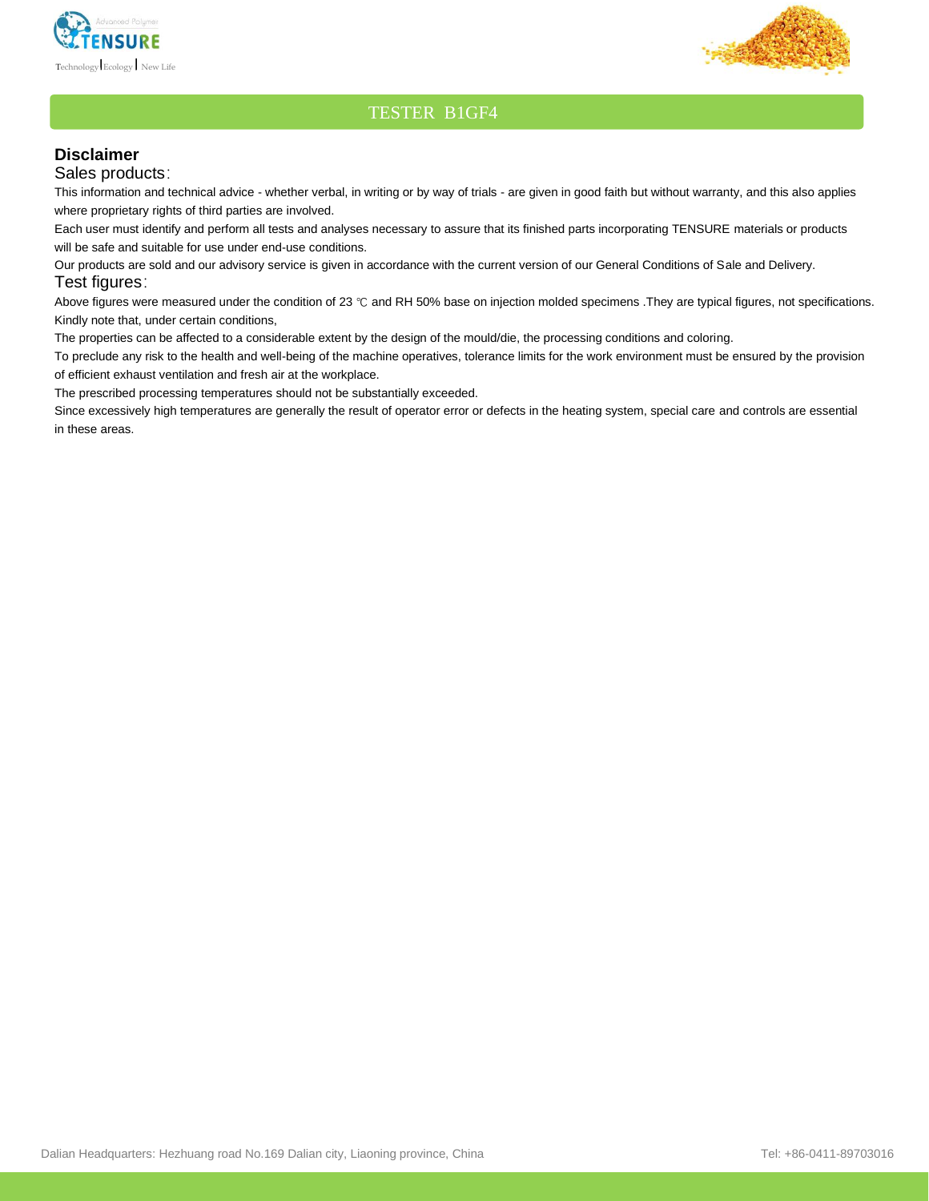## TESTER B1GF4

### Disclaimer

Sales products:

This information and technical advice - whether verbal, in writing or by way of trials - are given in good faith but without warranty, and this also applies where proprietary rights of third parties are involved.

Each user must identify and perform all tests and analyses necessary to assure that its finished parts incorporating TENSURE materials or products will be safe and suitable for use under end-use conditions.

Our products are sold and our advisory service is given in accordance with the current version of our General Conditions of Sale and Delivery.

Test figures:

Above figures were measured under the condition of 23 ℃ and RH 50% base on injection molded specimens .They are typical figures, not specifications. Kindly note that, under certain conditions,

The properties can be affected to a considerable extent by the design of the mould/die, the processing conditions and coloring.

To preclude any risk to the health and well-being of the machine operatives, tolerance limits for the work environment must be ensured by the provision of efficient exhaust ventilation and fresh air at the workplace.

The prescribed processing temperatures should not be substantially exceeded.

Since excessively high temperatures are generally the result of operator error or defects in the heating system, special care and controls are essential in these areas.